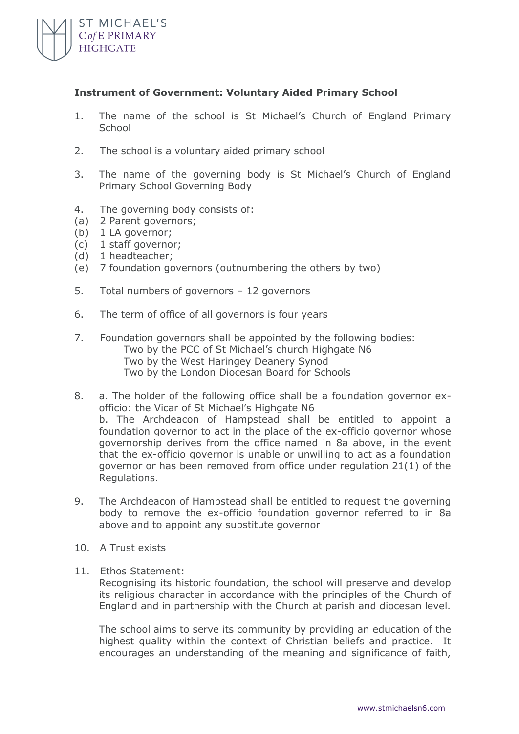**Instrument of Government: Voluntary Aided Primary School**

1. The name of the school is St Michael's Church of England Primary School

2. The school is a voluntary aided primary school

3. The name of the governing body is St Michael's Church of England Primary School Governing Body

4. The governing body consists of:
(a) 2 Parent governors;
(b) 1 LA governor;
(c) 1 staff governor;
(d) 1 headteacher;
(e) 7 foundation governors (outnumbering the others by two)

5. Total numbers of governors – 12 governors

6. The term of office of all governors is four years

7. Foundation governors shall be appointed by the following bodies:
   Two by the PCC of St Michael's church Highgate N6
   Two by the West Haringey Deanery Synod
   Two by the London Diocesan Board for Schools

8. a. The holder of the following office shall be a foundation governor ex-officio: the Vicar of St Michael's Highgate N6
   b. The Archdeacon of Hampstead shall be entitled to appoint a foundation governor to act in the place of the ex-officio governor whose governorship derives from the office named in 8a above, in the event that the ex-officio governor is unable or unwilling to act as a foundation governor or has been removed from office under regulation 21(1) of the Regulations.

9. The Archdeacon of Hampstead shall be entitled to request the governing body to remove the ex-officio foundation governor referred to in 8a above and to appoint any substitute governor

10. A Trust exists

11. Ethos Statement:
   Recognising its historic foundation, the school will preserve and develop its religious character in accordance with the principles of the Church of England and in partnership with the Church at parish and diocesan level.

   The school aims to serve its community by providing an education of the highest quality within the context of Christian beliefs and practice. It encourages an understanding of the meaning and significance of faith,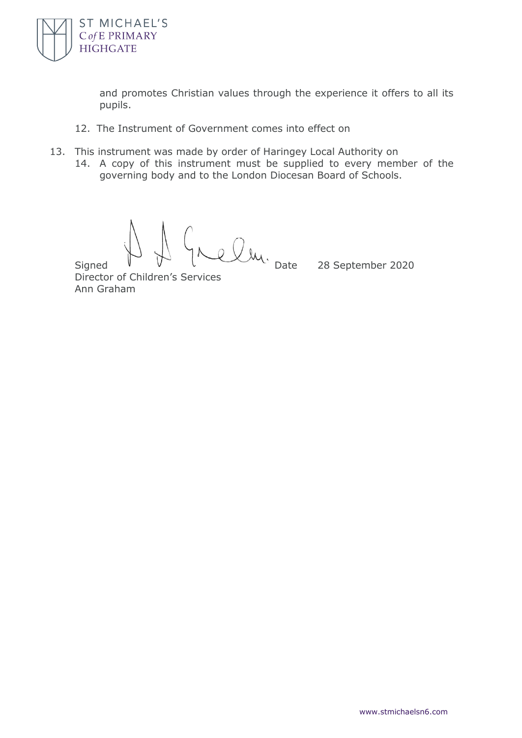and promotes Christian values through the experience it offers to all its pupils.

12. The Instrument of Government comes into effect on

13. This instrument was made by order of Haringey Local Authority on

14. A copy of this instrument must be supplied to every member of the governing body and to the London Diocesan Board of Schools.

Signed Date 28 September 2020

Director of Children's Services

Ann Graham